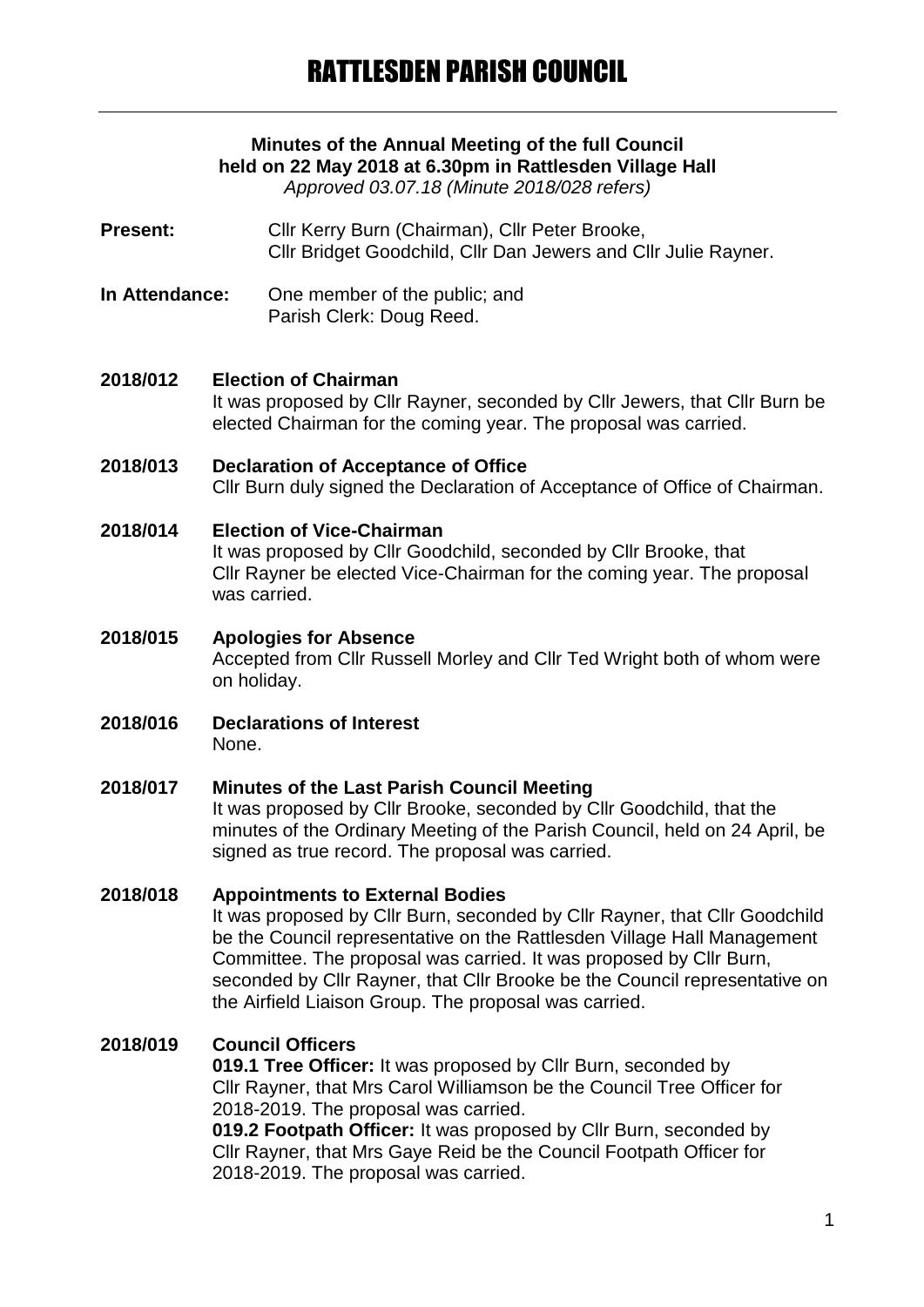# RATTLESDEN PARISH COUNCIL

**Minutes of the Annual Meeting of the full Council held on 22 May 2018 at 6.30pm in Rattlesden Village Hall**
*Approved 03.07.18 (Minute 2018/028 refers)*

**Present:** Cllr Kerry Burn (Chairman), Cllr Peter Brooke, Cllr Bridget Goodchild, Cllr Dan Jewers and Cllr Julie Rayner.

**In Attendance:** One member of the public; and Parish Clerk: Doug Reed.

**2018/012 Election of Chairman**
It was proposed by Cllr Rayner, seconded by Cllr Jewers, that Cllr Burn be elected Chairman for the coming year. The proposal was carried.

**2018/013 Declaration of Acceptance of Office**
Cllr Burn duly signed the Declaration of Acceptance of Office of Chairman.

**2018/014 Election of Vice-Chairman**
It was proposed by Cllr Goodchild, seconded by Cllr Brooke, that Cllr Rayner be elected Vice-Chairman for the coming year. The proposal was carried.

**2018/015 Apologies for Absence**
Accepted from Cllr Russell Morley and Cllr Ted Wright both of whom were on holiday.

**2018/016 Declarations of Interest**
None.

**2018/017 Minutes of the Last Parish Council Meeting**
It was proposed by Cllr Brooke, seconded by Cllr Goodchild, that the minutes of the Ordinary Meeting of the Parish Council, held on 24 April, be signed as true record. The proposal was carried.

**2018/018 Appointments to External Bodies**
It was proposed by Cllr Burn, seconded by Cllr Rayner, that Cllr Goodchild be the Council representative on the Rattlesden Village Hall Management Committee. The proposal was carried. It was proposed by Cllr Burn, seconded by Cllr Rayner, that Cllr Brooke be the Council representative on the Airfield Liaison Group. The proposal was carried.

**2018/019 Council Officers**
**019.1 Tree Officer:** It was proposed by Cllr Burn, seconded by Cllr Rayner, that Mrs Carol Williamson be the Council Tree Officer for 2018-2019. The proposal was carried.
**019.2 Footpath Officer:** It was proposed by Cllr Burn, seconded by Cllr Rayner, that Mrs Gaye Reid be the Council Footpath Officer for 2018-2019. The proposal was carried.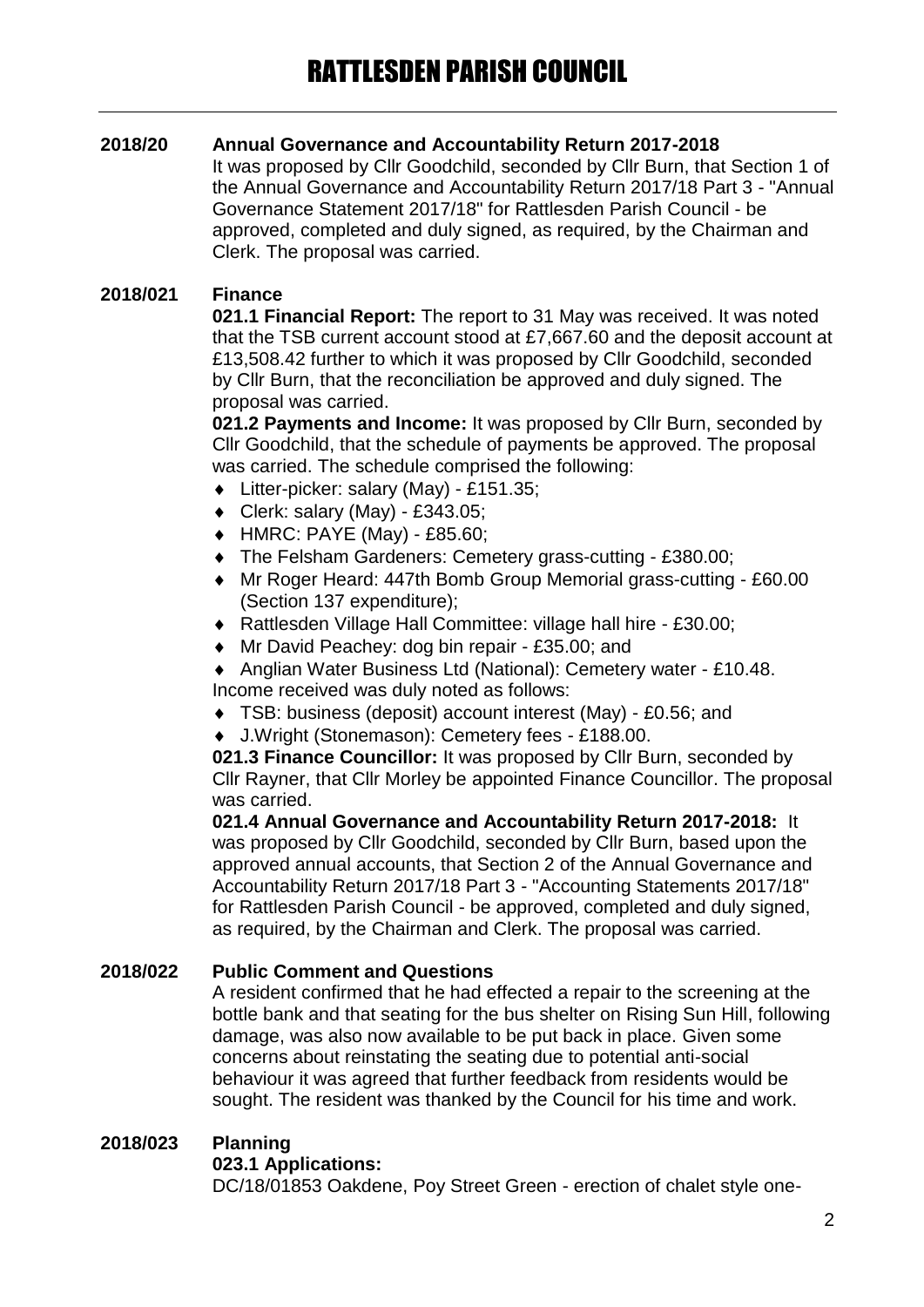**2018/20 Annual Governance and Accountability Return 2017-2018**

It was proposed by Cllr Goodchild, seconded by Cllr Burn, that Section 1 of the Annual Governance and Accountability Return 2017/18 Part 3 - "Annual Governance Statement 2017/18" for Rattlesden Parish Council - be approved, completed and duly signed, as required, by the Chairman and Clerk. The proposal was carried.

**2018/021 Finance**

**021.1 Financial Report:** The report to 31 May was received. It was noted that the TSB current account stood at £7,667.60 and the deposit account at £13,508.42 further to which it was proposed by Cllr Goodchild, seconded by Cllr Burn, that the reconciliation be approved and duly signed. The proposal was carried.

**021.2 Payments and Income:** It was proposed by Cllr Burn, seconded by Cllr Goodchild, that the schedule of payments be approved. The proposal was carried. The schedule comprised the following:

- Litter-picker: salary (May) - £151.35;
- Clerk: salary (May) - £343.05;
- HMRC: PAYE (May) - £85.60;
- The Felsham Gardeners: Cemetery grass-cutting - £380.00;
- Mr Roger Heard: 447th Bomb Group Memorial grass-cutting - £60.00 (Section 137 expenditure);
- Rattlesden Village Hall Committee: village hall hire - £30.00;
- Mr David Peachey: dog bin repair - £35.00; and
- Anglian Water Business Ltd (National): Cemetery water - £10.48.

Income received was duly noted as follows:

- TSB: business (deposit) account interest (May) - £0.56; and
- J.Wright (Stonemason): Cemetery fees - £188.00.

**021.3 Finance Councillor:** It was proposed by Cllr Burn, seconded by Cllr Rayner, that Cllr Morley be appointed Finance Councillor. The proposal was carried.

**021.4 Annual Governance and Accountability Return 2017-2018:** It was proposed by Cllr Goodchild, seconded by Cllr Burn, based upon the approved annual accounts, that Section 2 of the Annual Governance and Accountability Return 2017/18 Part 3 - "Accounting Statements 2017/18" for Rattlesden Parish Council - be approved, completed and duly signed, as required, by the Chairman and Clerk. The proposal was carried.

**2018/022 Public Comment and Questions**

A resident confirmed that he had effected a repair to the screening at the bottle bank and that seating for the bus shelter on Rising Sun Hill, following damage, was also now available to be put back in place. Given some concerns about reinstating the seating due to potential anti-social behaviour it was agreed that further feedback from residents would be sought. The resident was thanked by the Council for his time and work.

**2018/023 Planning**

**023.1 Applications:**

DC/18/01853 Oakdene, Poy Street Green - erection of chalet style one-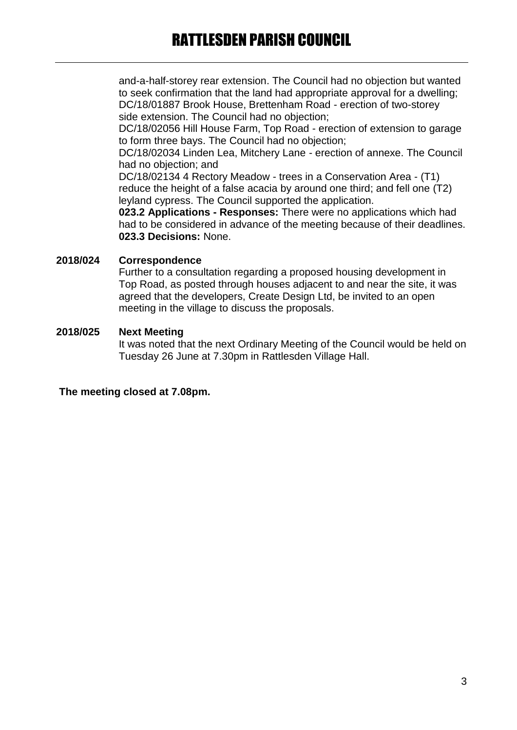and-a-half-storey rear extension. The Council had no objection but wanted to seek confirmation that the land had appropriate approval for a dwelling;
DC/18/01887 Brook House, Brettenham Road - erection of two-storey side extension. The Council had no objection;
DC/18/02056 Hill House Farm, Top Road - erection of extension to garage to form three bays. The Council had no objection;
DC/18/02034 Linden Lea, Mitchery Lane - erection of annexe. The Council had no objection; and
DC/18/02134 4 Rectory Meadow - trees in a Conservation Area - (T1) reduce the height of a false acacia by around one third; and fell one (T2) leyland cypress. The Council supported the application.

**023.2 Applications - Responses:** There were no applications which had had to be considered in advance of the meeting because of their deadlines.

**023.3 Decisions:** None.

**2018/024 Correspondence**

Further to a consultation regarding a proposed housing development in Top Road, as posted through houses adjacent to and near the site, it was agreed that the developers, Create Design Ltd, be invited to an open meeting in the village to discuss the proposals.

**2018/025 Next Meeting**

It was noted that the next Ordinary Meeting of the Council would be held on Tuesday 26 June at 7.30pm in Rattlesden Village Hall.

**The meeting closed at 7.08pm.**